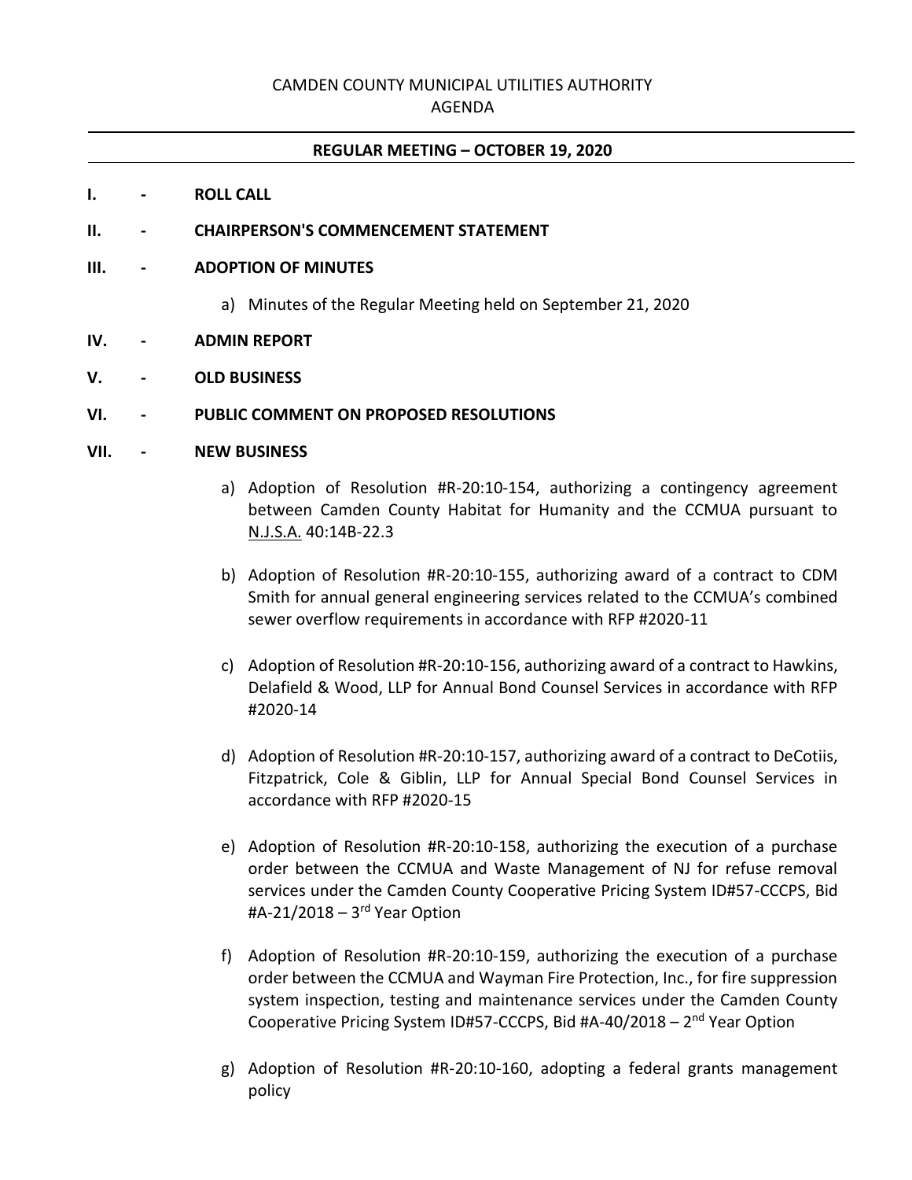CAMDEN COUNTY MUNICIPAL UTILITIES AUTHORITY

AGENDA

**REGULAR MEETING – OCTOBER 19, 2020**

**I. - ROLL CALL**

**II. - CHAIRPERSON'S COMMENCEMENT STATEMENT**

**III. - ADOPTION OF MINUTES**

a) Minutes of the Regular Meeting held on September 21, 2020

**IV. - ADMIN REPORT**

**V. - OLD BUSINESS**

**VI. - PUBLIC COMMENT ON PROPOSED RESOLUTIONS**

**VII. - NEW BUSINESS**

a) Adoption of Resolution #R-20:10-154, authorizing a contingency agreement between Camden County Habitat for Humanity and the CCMUA pursuant to N.J.S.A. 40:14B-22.3

b) Adoption of Resolution #R-20:10-155, authorizing award of a contract to CDM Smith for annual general engineering services related to the CCMUA's combined sewer overflow requirements in accordance with RFP #2020-11

c) Adoption of Resolution #R-20:10-156, authorizing award of a contract to Hawkins, Delafield & Wood, LLP for Annual Bond Counsel Services in accordance with RFP #2020-14

d) Adoption of Resolution #R-20:10-157, authorizing award of a contract to DeCotiis, Fitzpatrick, Cole & Giblin, LLP for Annual Special Bond Counsel Services in accordance with RFP #2020-15

e) Adoption of Resolution #R-20:10-158, authorizing the execution of a purchase order between the CCMUA and Waste Management of NJ for refuse removal services under the Camden County Cooperative Pricing System ID#57-CCCPS, Bid #A-21/2018 – 3rd Year Option

f) Adoption of Resolution #R-20:10-159, authorizing the execution of a purchase order between the CCMUA and Wayman Fire Protection, Inc., for fire suppression system inspection, testing and maintenance services under the Camden County Cooperative Pricing System ID#57-CCCPS, Bid #A-40/2018 – 2nd Year Option

g) Adoption of Resolution #R-20:10-160, adopting a federal grants management policy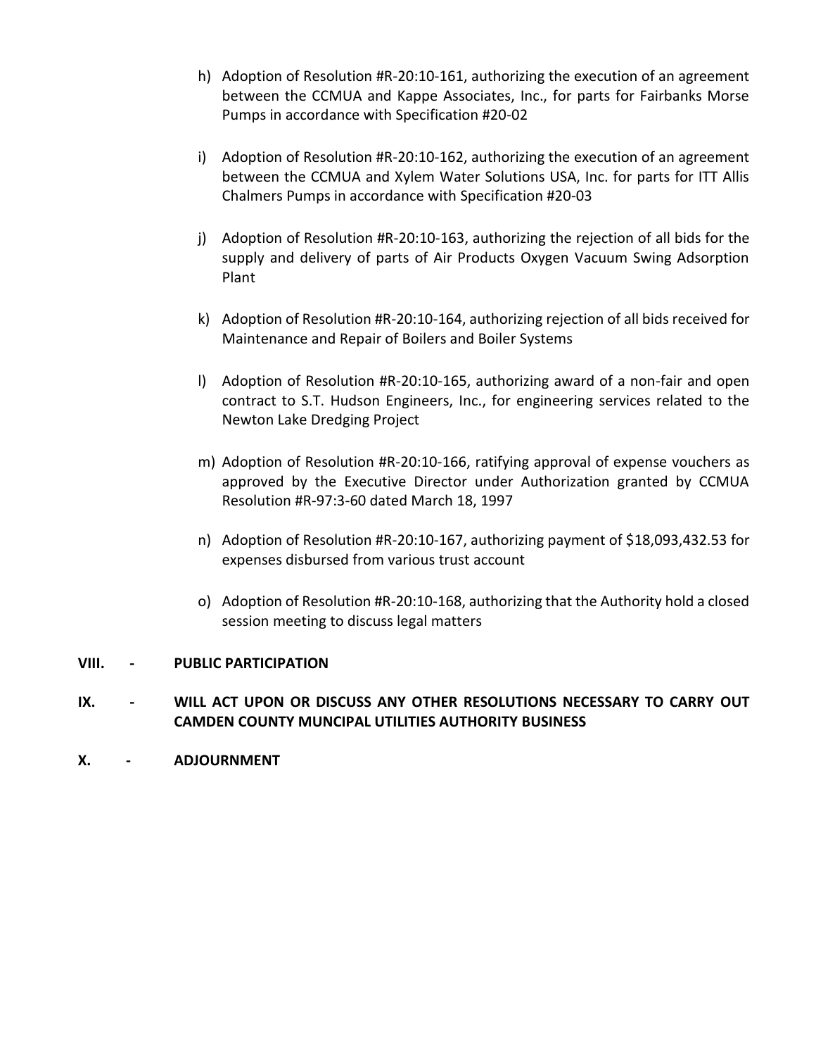h) Adoption of Resolution #R-20:10-161, authorizing the execution of an agreement between the CCMUA and Kappe Associates, Inc., for parts for Fairbanks Morse Pumps in accordance with Specification #20-02

i) Adoption of Resolution #R-20:10-162, authorizing the execution of an agreement between the CCMUA and Xylem Water Solutions USA, Inc. for parts for ITT Allis Chalmers Pumps in accordance with Specification #20-03

j) Adoption of Resolution #R-20:10-163, authorizing the rejection of all bids for the supply and delivery of parts of Air Products Oxygen Vacuum Swing Adsorption Plant

k) Adoption of Resolution #R-20:10-164, authorizing rejection of all bids received for Maintenance and Repair of Boilers and Boiler Systems

l) Adoption of Resolution #R-20:10-165, authorizing award of a non-fair and open contract to S.T. Hudson Engineers, Inc., for engineering services related to the Newton Lake Dredging Project

m) Adoption of Resolution #R-20:10-166, ratifying approval of expense vouchers as approved by the Executive Director under Authorization granted by CCMUA Resolution #R-97:3-60 dated March 18, 1997

n) Adoption of Resolution #R-20:10-167, authorizing payment of $18,093,432.53 for expenses disbursed from various trust account

o) Adoption of Resolution #R-20:10-168, authorizing that the Authority hold a closed session meeting to discuss legal matters

**VIII. - PUBLIC PARTICIPATION**

**IX. - WILL ACT UPON OR DISCUSS ANY OTHER RESOLUTIONS NECESSARY TO CARRY OUT CAMDEN COUNTY MUNCIPAL UTILITIES AUTHORITY BUSINESS**

**X. - ADJOURNMENT**